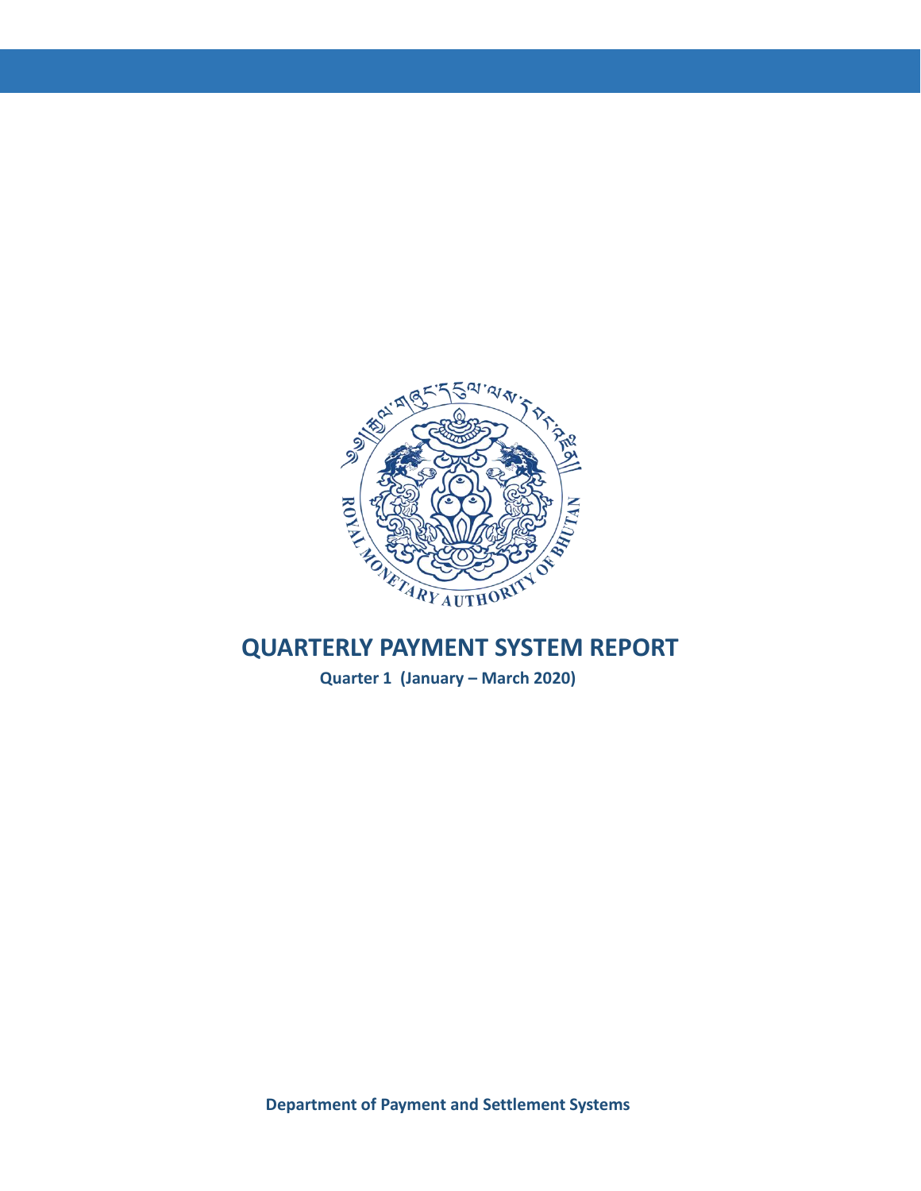# QUARTERLY PAYMENT SYSTEM REPORT

**Quarter 1 (January – March 2020)**

**Department of Payment and Settlement Systems**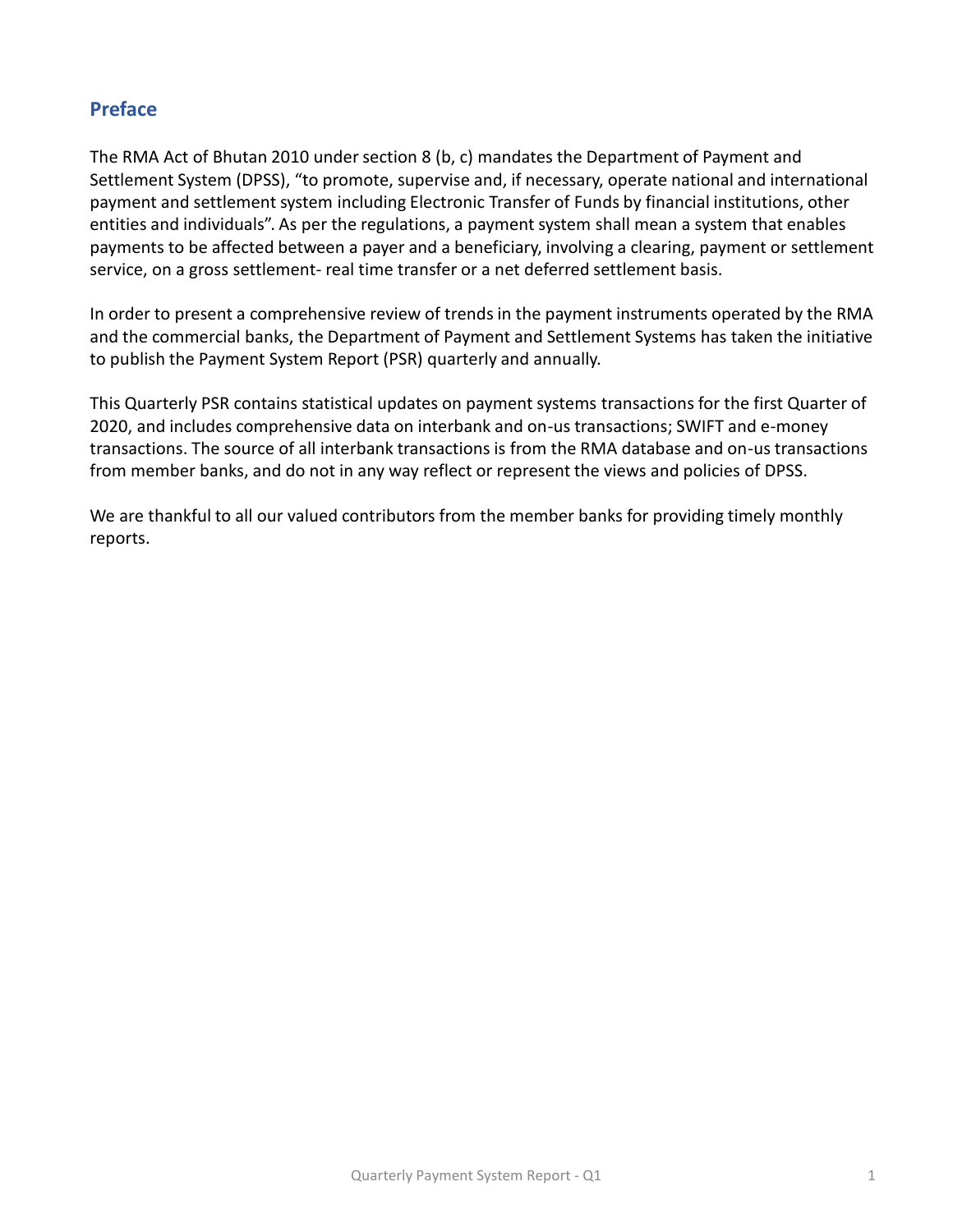## Preface

The RMA Act of Bhutan 2010 under section 8 (b, c) mandates the Department of Payment and Settlement System (DPSS), "to promote, supervise and, if necessary, operate national and international payment and settlement system including Electronic Transfer of Funds by financial institutions, other entities and individuals". As per the regulations, a payment system shall mean a system that enables payments to be affected between a payer and a beneficiary, involving a clearing, payment or settlement service, on a gross settlement- real time transfer or a net deferred settlement basis.

In order to present a comprehensive review of trends in the payment instruments operated by the RMA and the commercial banks, the Department of Payment and Settlement Systems has taken the initiative to publish the Payment System Report (PSR) quarterly and annually.

This Quarterly PSR contains statistical updates on payment systems transactions for the first Quarter of 2020, and includes comprehensive data on interbank and on-us transactions; SWIFT and e-money transactions. The source of all interbank transactions is from the RMA database and on-us transactions from member banks, and do not in any way reflect or represent the views and policies of DPSS.

We are thankful to all our valued contributors from the member banks for providing timely monthly reports.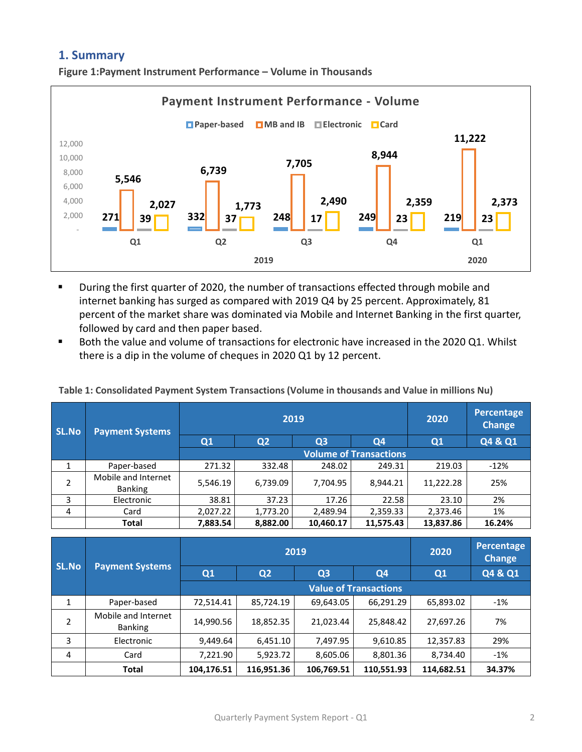## 1. Summary

**Figure 1:Payment Instrument Performance – Volume in Thousands**

- During the first quarter of 2020, the number of transactions effected through mobile and internet banking has surged as compared with 2019 Q4 by 25 percent. Approximately, 81 percent of the market share was dominated via Mobile and Internet Banking in the first quarter, followed by card and then paper based.
- Both the value and volume of transactions for electronic have increased in the 2020 Q1. Whilst there is a dip in the volume of cheques in 2020 Q1 by 12 percent.

**Table 1: Consolidated Payment System Transactions (Volume in thousands and Value in millions Nu)**

| SL.No | Payment Systems | 2019 | | | | 2020 | Percentage Change |
|---|---|---|---|---|---|---|---|
| | | Q1 | Q2 | Q3 | Q4 | Q1 | Q4 & Q1 |
| | | Volume of Transactions | | | | | |
| 1 | Paper-based | 271.32 | 332.48 | 248.02 | 249.31 | 219.03 | -12% |
| 2 | Mobile and Internet Banking | 5,546.19 | 6,739.09 | 7,704.95 | 8,944.21 | 11,222.28 | 25% |
| 3 | Electronic | 38.81 | 37.23 | 17.26 | 22.58 | 23.10 | 2% |
| 4 | Card | 2,027.22 | 1,773.20 | 2,489.94 | 2,359.33 | 2,373.46 | 1% |
| | **Total** | **7,883.54** | **8,882.00** | **10,460.17** | **11,575.43** | **13,837.86** | **16.24%** |

| SL.No | Payment Systems | 2019 | | | | 2020 | Percentage Change |
|---|---|---|---|---|---|---|---|
| | | Q1 | Q2 | Q3 | Q4 | Q1 | Q4 & Q1 |
| | | Value of Transactions | | | | | |
| 1 | Paper-based | 72,514.41 | 85,724.19 | 69,643.05 | 66,291.29 | 65,893.02 | -1% |
| 2 | Mobile and Internet Banking | 14,990.56 | 18,852.35 | 21,023.44 | 25,848.42 | 27,697.26 | 7% |
| 3 | Electronic | 9,449.64 | 6,451.10 | 7,497.95 | 9,610.85 | 12,357.83 | 29% |
| 4 | Card | 7,221.90 | 5,923.72 | 8,605.06 | 8,801.36 | 8,734.40 | -1% |
| | **Total** | **104,176.51** | **116,951.36** | **106,769.51** | **110,551.93** | **114,682.51** | **34.37%** |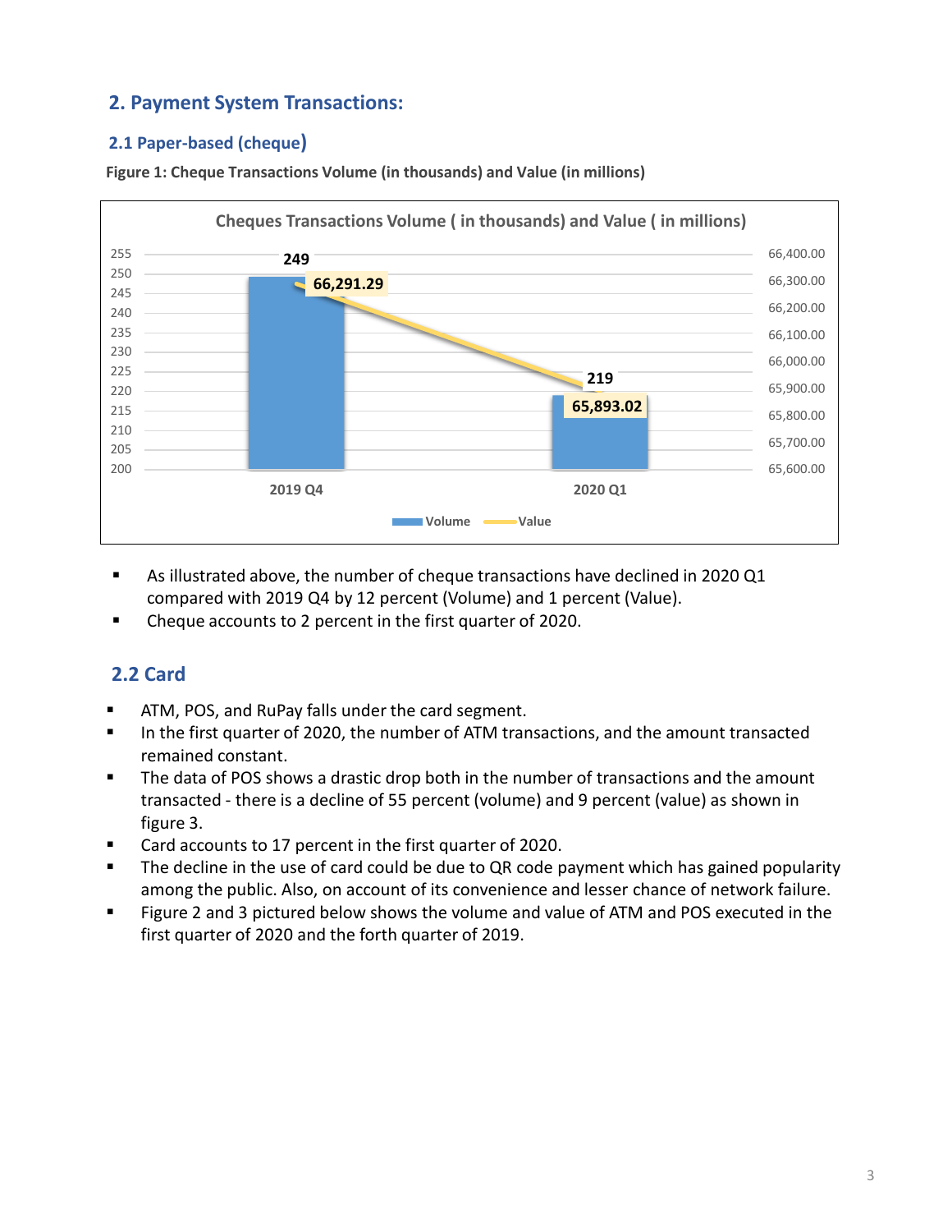## 2. Payment System Transactions:

### 2.1 Paper-based (cheque)

**Figure 1: Cheque Transactions Volume (in thousands) and Value (in millions)**

| | Volume | Value |
|---|---|---|
| 2019 Q4 | 249 | 66,291.29 |
| 2020 Q1 | 219 | 65,893.02 |

- As illustrated above, the number of cheque transactions have declined in 2020 Q1 compared with 2019 Q4 by 12 percent (Volume) and 1 percent (Value).
- Cheque accounts to 2 percent in the first quarter of 2020.

### 2.2 Card

- ATM, POS, and RuPay falls under the card segment.
- In the first quarter of 2020, the number of ATM transactions, and the amount transacted remained constant.
- The data of POS shows a drastic drop both in the number of transactions and the amount transacted - there is a decline of 55 percent (volume) and 9 percent (value) as shown in figure 3.
- Card accounts to 17 percent in the first quarter of 2020.
- The decline in the use of card could be due to QR code payment which has gained popularity among the public. Also, on account of its convenience and lesser chance of network failure.
- Figure 2 and 3 pictured below shows the volume and value of ATM and POS executed in the first quarter of 2020 and the forth quarter of 2019.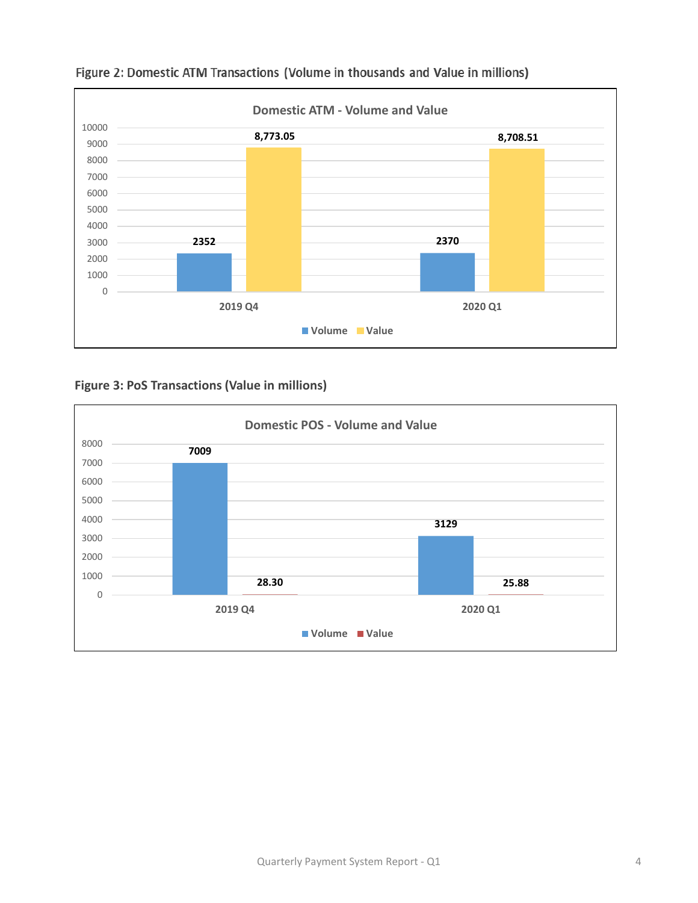**Figure 2: Domestic ATM Transactions (Volume in thousands and Value in millions)**

Domestic ATM - Volume and Value

| | Volume | Value |
|---|---|---|
| 2019 Q4 | 2352 | 8,773.05 |
| 2020 Q1 | 2370 | 8,708.51 |

**Figure 3: PoS Transactions (Value in millions)**

Domestic POS - Volume and Value

| | Volume | Value |
|---|---|---|
| 2019 Q4 | 7009 | 28.30 |
| 2020 Q1 | 3129 | 25.88 |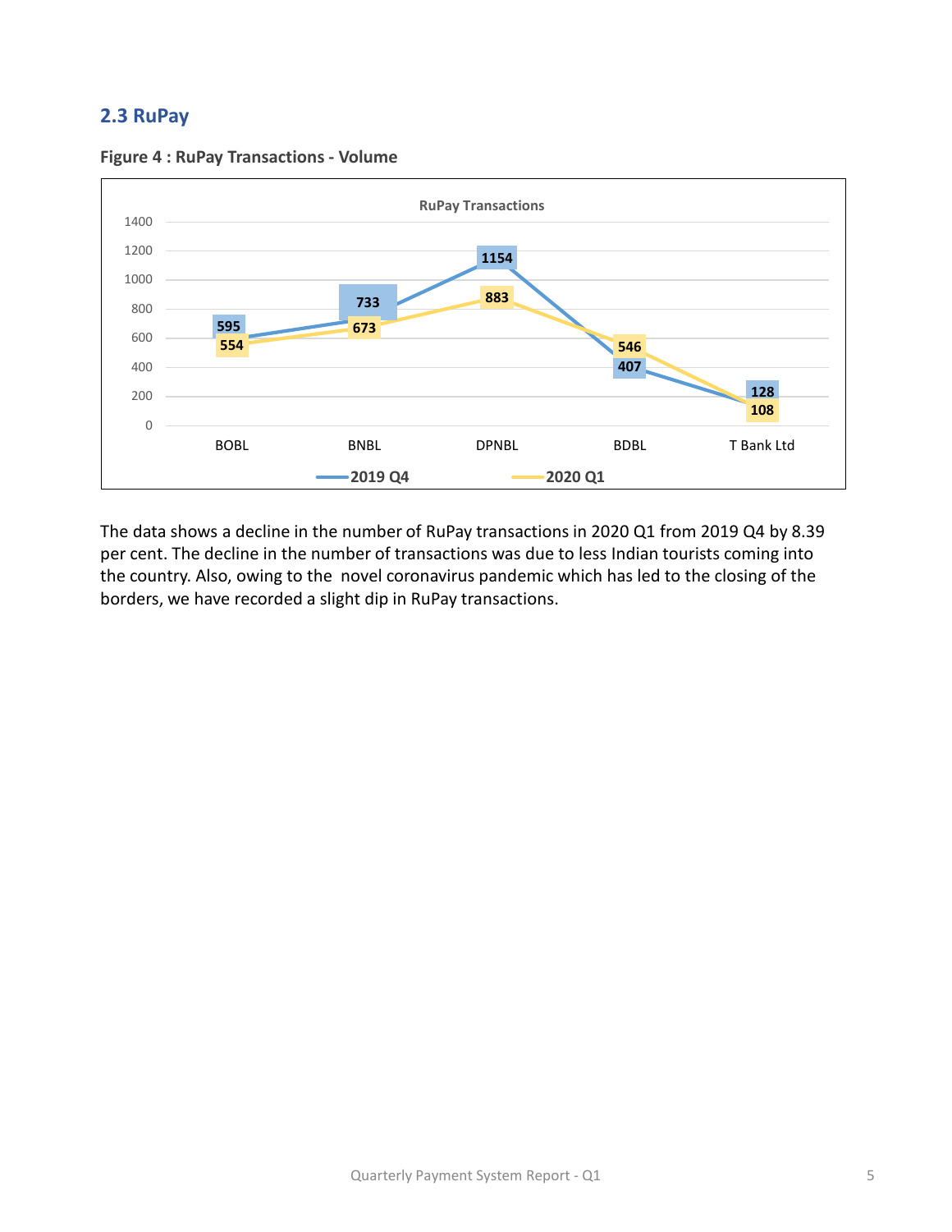## 2.3 RuPay

**Figure 4 : RuPay Transactions - Volume**

| RuPay Transactions | BOBL | BNBL | DPNBL | BDBL | T Bank Ltd |
|---|---|---|---|---|---|
| 2019 Q4 | 595 | 733 | 1154 | 407 | 128 |
| 2020 Q1 | 554 | 673 | 883 | 546 | 108 |

The data shows a decline in the number of RuPay transactions in 2020 Q1 from 2019 Q4 by 8.39 per cent. The decline in the number of transactions was due to less Indian tourists coming into the country. Also, owing to the novel coronavirus pandemic which has led to the closing of the borders, we have recorded a slight dip in RuPay transactions.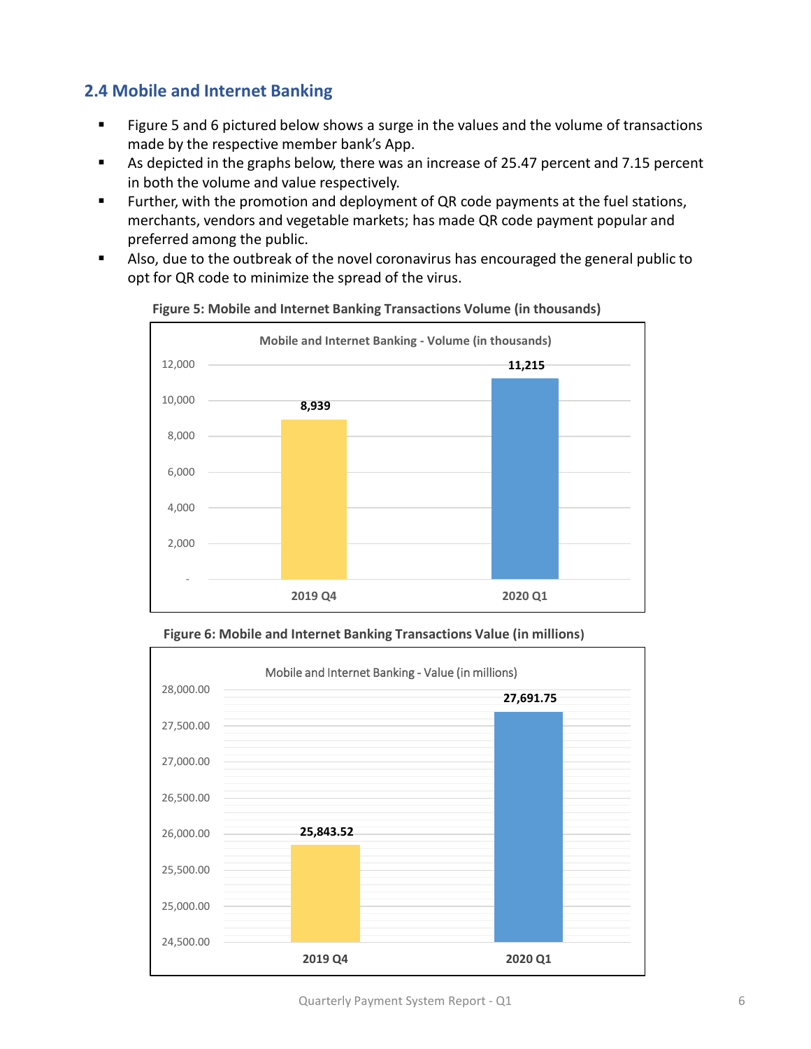## 2.4 Mobile and Internet Banking

- Figure 5 and 6 pictured below shows a surge in the values and the volume of transactions made by the respective member bank's App.
- As depicted in the graphs below, there was an increase of 25.47 percent and 7.15 percent in both the volume and value respectively.
- Further, with the promotion and deployment of QR code payments at the fuel stations, merchants, vendors and vegetable markets; has made QR code payment popular and preferred among the public.
- Also, due to the outbreak of the novel coronavirus has encouraged the general public to opt for QR code to minimize the spread of the virus.

**Figure 5: Mobile and Internet Banking Transactions Volume (in thousands)**

Mobile and Internet Banking - Volume (in thousands)

| Period | Volume (in thousands) |
|---|---|
| 2019 Q4 | 8,939 |
| 2020 Q1 | 11,215 |

**Figure 6: Mobile and Internet Banking Transactions Value (in millions)**

Mobile and Internet Banking - Value (in millions)

| Period | Value (in millions) |
|---|---|
| 2019 Q4 | 25,843.52 |
| 2020 Q1 | 27,691.75 |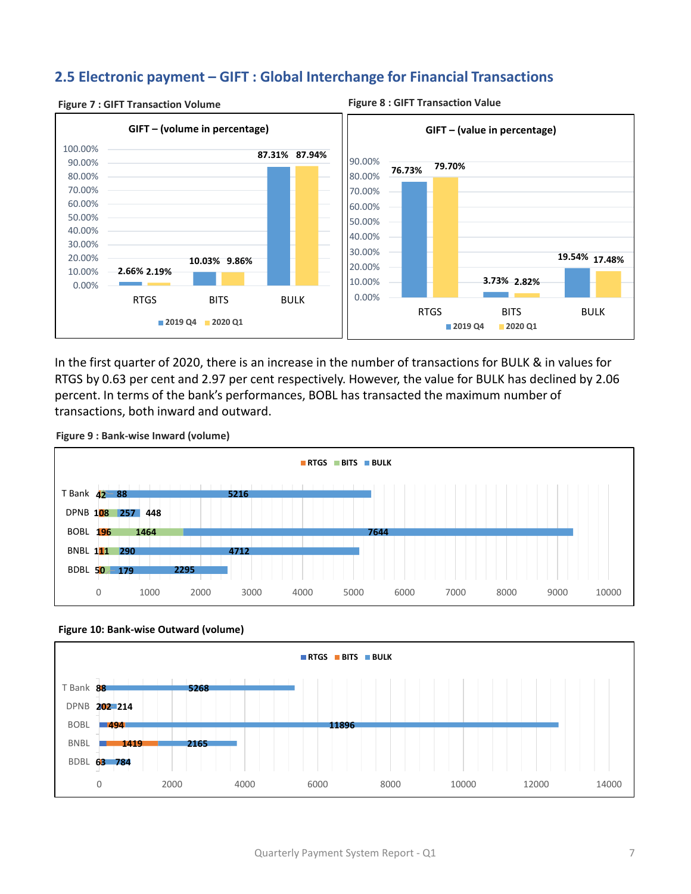## 2.5 Electronic payment – GIFT : Global Interchange for Financial Transactions

**Figure 7 : GIFT Transaction Volume**

GIFT – (volume in percentage)

| | 2019 Q4 | 2020 Q1 |
|---|---|---|
| RTGS | 2.66% | 2.19% |
| BITS | 10.03% | 9.86% |
| BULK | 87.31% | 87.94% |

**Figure 8 : GIFT Transaction Value**

GIFT – (value in percentage)

| | 2019 Q4 | 2020 Q1 |
|---|---|---|
| RTGS | 76.73% | 79.70% |
| BITS | 3.73% | 2.82% |
| BULK | 19.54% | 17.48% |

In the first quarter of 2020, there is an increase in the number of transactions for BULK & in values for RTGS by 0.63 per cent and 2.97 per cent respectively. However, the value for BULK has declined by 2.06 percent. In terms of the bank's performances, BOBL has transacted the maximum number of transactions, both inward and outward.

**Figure 9 : Bank-wise Inward (volume)**

| | RTGS | BITS | BULK |
|---|---|---|---|
| T Bank | 42 | 88 | 5216 |
| DPNB | 108 | 257 | 448 |
| BOBL | 196 | 1464 | 7644 |
| BNBL | 111 | 290 | 4712 |
| BDBL | 50 | 179 | 2295 |

**Figure 10: Bank-wise Outward (volume)**

| | RTGS | BITS | BULK |
|---|---|---|---|
| T Bank | | 88 | 5268 |
| DPNB | | 202 | 214 |
| BOBL | | 494 | 11896 |
| BNBL | | 1419 | 2165 |
| BDBL | | 63 | 784 |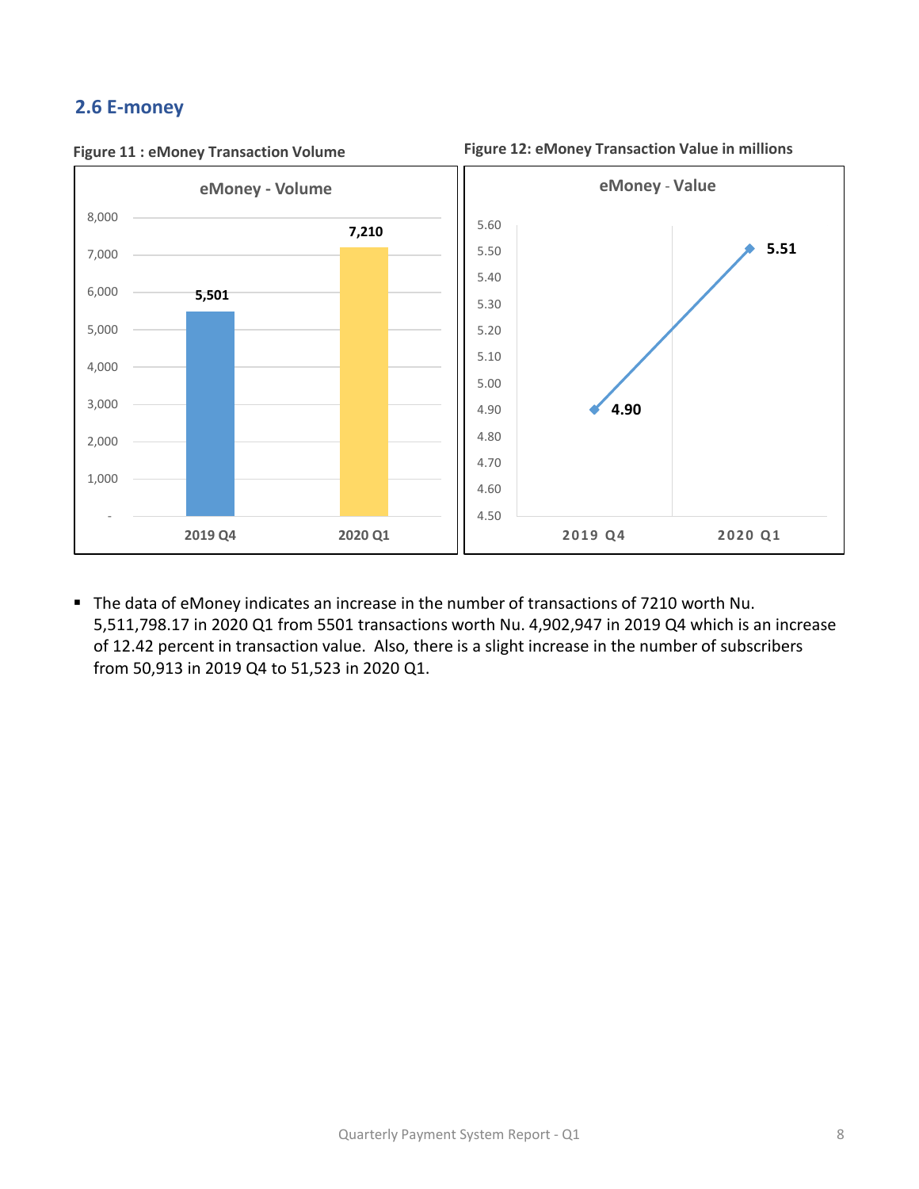## 2.6 E-money

**Figure 11 : eMoney Transaction Volume**

**eMoney - Volume**

| | 2019 Q4 | 2020 Q1 |
|---|---|---|
| Volume | 5,501 | 7,210 |

**Figure 12: eMoney Transaction Value in millions**

**eMoney - Value**

| | 2019 Q4 | 2020 Q1 |
|---|---|---|
| Value | 4.90 | 5.51 |

- The data of eMoney indicates an increase in the number of transactions of 7210 worth Nu. 5,511,798.17 in 2020 Q1 from 5501 transactions worth Nu. 4,902,947 in 2019 Q4 which is an increase of 12.42 percent in transaction value. Also, there is a slight increase in the number of subscribers from 50,913 in 2019 Q4 to 51,523 in 2020 Q1.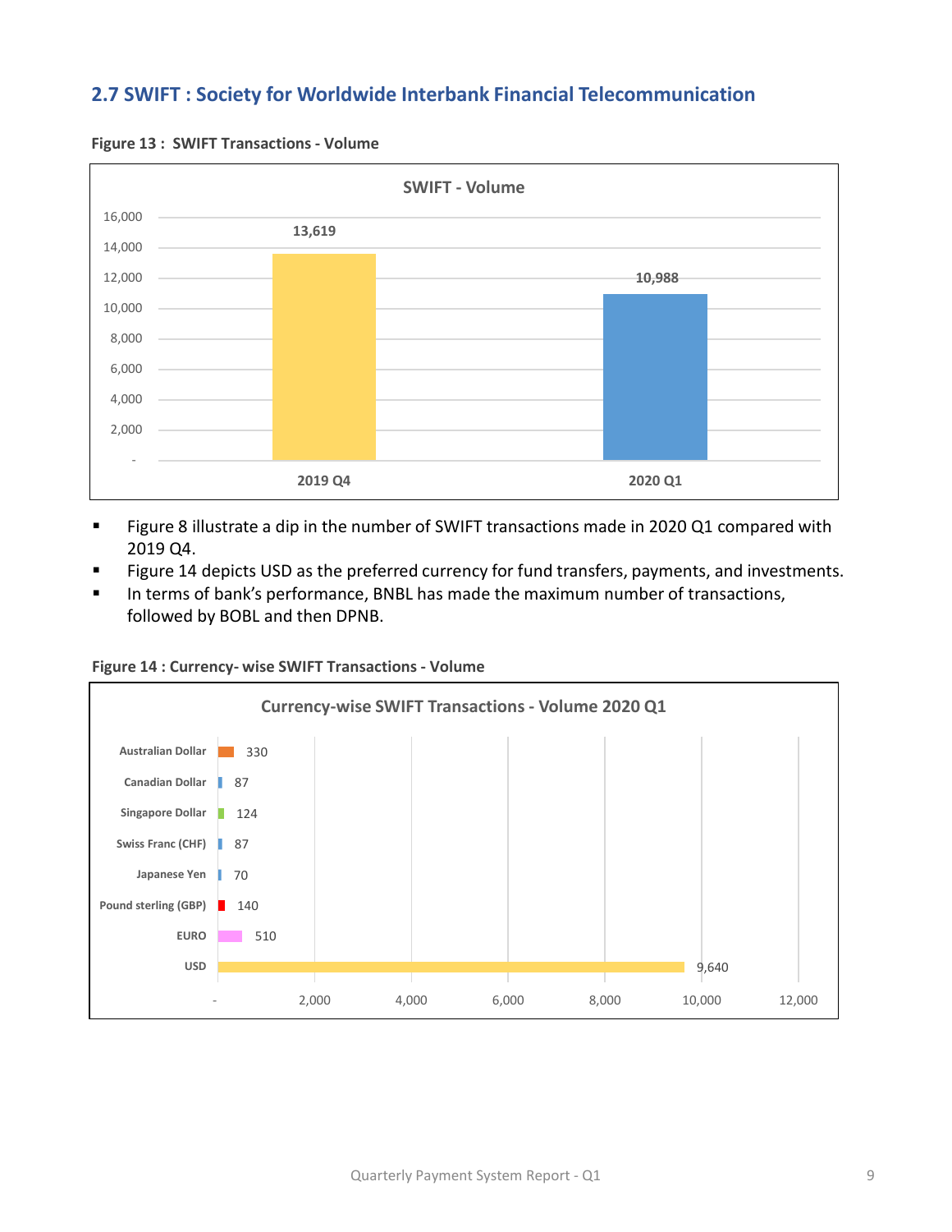## 2.7 SWIFT : Society for Worldwide Interbank Financial Telecommunication

**Figure 13 : SWIFT Transactions - Volume**

| SWIFT - Volume | |
|---|---|
| 2019 Q4 | 13,619 |
| 2020 Q1 | 10,988 |

- Figure 8 illustrate a dip in the number of SWIFT transactions made in 2020 Q1 compared with 2019 Q4.
- Figure 14 depicts USD as the preferred currency for fund transfers, payments, and investments.
- In terms of bank's performance, BNBL has made the maximum number of transactions, followed by BOBL and then DPNB.

**Figure 14 : Currency- wise SWIFT Transactions - Volume**

| Currency-wise SWIFT Transactions - Volume 2020 Q1 | |
|---|---|
| Australian Dollar | 330 |
| Canadian Dollar | 87 |
| Singapore Dollar | 124 |
| Swiss Franc (CHF) | 87 |
| Japanese Yen | 70 |
| Pound sterling (GBP) | 140 |
| EURO | 510 |
| USD | 9,640 |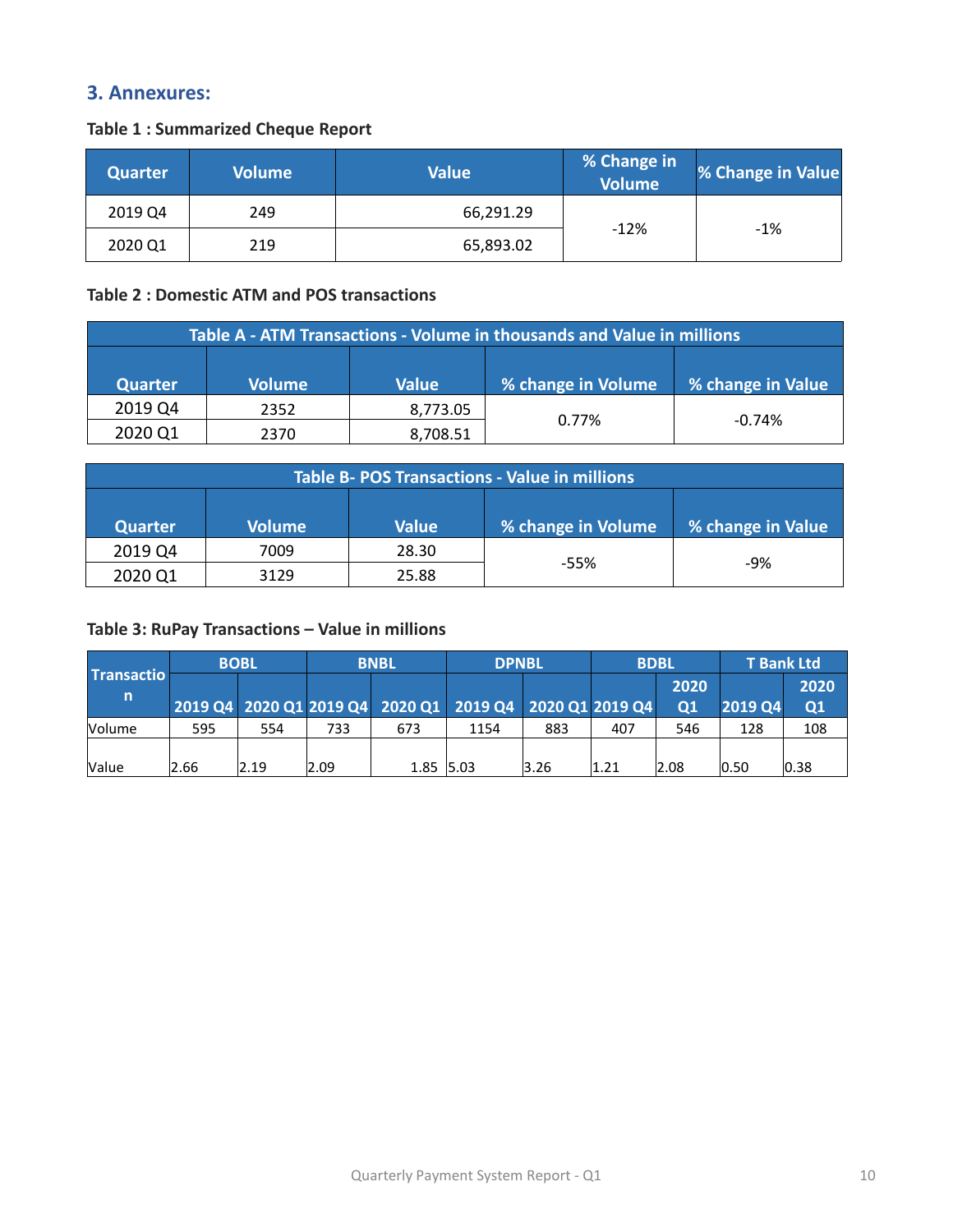## 3. Annexures:

**Table 1 : Summarized Cheque Report**

| Quarter | Volume | Value | % Change in Volume | % Change in Value |
|---|---|---|---|---|
| 2019 Q4 | 249 | 66,291.29 | -12% | -1% |
| 2020 Q1 | 219 | 65,893.02 | | |

**Table 2 : Domestic ATM and POS transactions**

| Table A - ATM Transactions - Volume in thousands and Value in millions | | | | |
|---|---|---|---|---|
| Quarter | Volume | Value | % change in Volume | % change in Value |
| 2019 Q4 | 2352 | 8,773.05 | 0.77% | -0.74% |
| 2020 Q1 | 2370 | 8,708.51 | | |

| Table B- POS Transactions - Value in millions | | | | |
|---|---|---|---|---|
| Quarter | Volume | Value | % change in Volume | % change in Value |
| 2019 Q4 | 7009 | 28.30 | -55% | -9% |
| 2020 Q1 | 3129 | 25.88 | | |

**Table 3: RuPay Transactions – Value in millions**

| Transaction | BOBL | | BNBL | | DPNBL | | BDBL | | T Bank Ltd | |
|---|---|---|---|---|---|---|---|---|---|---|
| | 2019 Q4 | 2020 Q1 | 2019 Q4 | 2020 Q1 | 2019 Q4 | 2020 Q1 | 2019 Q4 | 2020 Q1 | 2019 Q4 | 2020 Q1 |
| Volume | 595 | 554 | 733 | 673 | 1154 | 883 | 407 | 546 | 128 | 108 |
| Value | 2.66 | 2.19 | 2.09 | 1.85 | 5.03 | 3.26 | 1.21 | 2.08 | 0.50 | 0.38 |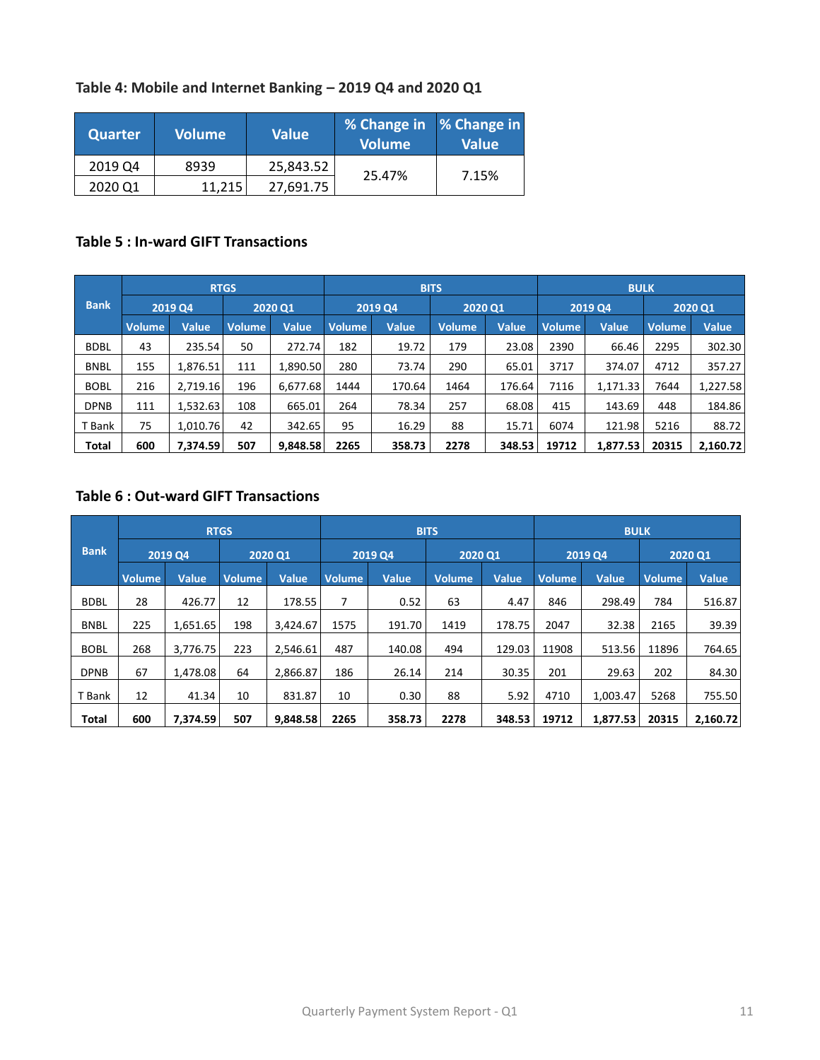### Table 4: Mobile and Internet Banking – 2019 Q4 and 2020 Q1

| Quarter | Volume | Value | % Change in Volume | % Change in Value |
|---|---|---|---|---|
| 2019 Q4 | 8939 | 25,843.52 | 25.47% | 7.15% |
| 2020 Q1 | 11,215 | 27,691.75 | | |

### Table 5 : In-ward GIFT Transactions

| Bank | RTGS | | | | BITS | | | | BULK | | | |
|---|---|---|---|---|---|---|---|---|---|---|---|---|
| | 2019 Q4 | | 2020 Q1 | | 2019 Q4 | | 2020 Q1 | | 2019 Q4 | | 2020 Q1 | |
| | Volume | Value | Volume | Value | Volume | Value | Volume | Value | Volume | Value | Volume | Value |
| BDBL | 43 | 235.54 | 50 | 272.74 | 182 | 19.72 | 179 | 23.08 | 2390 | 66.46 | 2295 | 302.30 |
| BNBL | 155 | 1,876.51 | 111 | 1,890.50 | 280 | 73.74 | 290 | 65.01 | 3717 | 374.07 | 4712 | 357.27 |
| BOBL | 216 | 2,719.16 | 196 | 6,677.68 | 1444 | 170.64 | 1464 | 176.64 | 7116 | 1,171.33 | 7644 | 1,227.58 |
| DPNB | 111 | 1,532.63 | 108 | 665.01 | 264 | 78.34 | 257 | 68.08 | 415 | 143.69 | 448 | 184.86 |
| T Bank | 75 | 1,010.76 | 42 | 342.65 | 95 | 16.29 | 88 | 15.71 | 6074 | 121.98 | 5216 | 88.72 |
| **Total** | **600** | **7,374.59** | **507** | **9,848.58** | **2265** | **358.73** | **2278** | **348.53** | **19712** | **1,877.53** | **20315** | **2,160.72** |

### Table 6 : Out-ward GIFT Transactions

| Bank | RTGS | | | | BITS | | | | BULK | | | |
|---|---|---|---|---|---|---|---|---|---|---|---|---|
| | 2019 Q4 | | 2020 Q1 | | 2019 Q4 | | 2020 Q1 | | 2019 Q4 | | 2020 Q1 | |
| | Volume | Value | Volume | Value | Volume | Value | Volume | Value | Volume | Value | Volume | Value |
| BDBL | 28 | 426.77 | 12 | 178.55 | 7 | 0.52 | 63 | 4.47 | 846 | 298.49 | 784 | 516.87 |
| BNBL | 225 | 1,651.65 | 198 | 3,424.67 | 1575 | 191.70 | 1419 | 178.75 | 2047 | 32.38 | 2165 | 39.39 |
| BOBL | 268 | 3,776.75 | 223 | 2,546.61 | 487 | 140.08 | 494 | 129.03 | 11908 | 513.56 | 11896 | 764.65 |
| DPNB | 67 | 1,478.08 | 64 | 2,866.87 | 186 | 26.14 | 214 | 30.35 | 201 | 29.63 | 202 | 84.30 |
| T Bank | 12 | 41.34 | 10 | 831.87 | 10 | 0.30 | 88 | 5.92 | 4710 | 1,003.47 | 5268 | 755.50 |
| **Total** | **600** | **7,374.59** | **507** | **9,848.58** | **2265** | **358.73** | **2278** | **348.53** | **19712** | **1,877.53** | **20315** | **2,160.72** |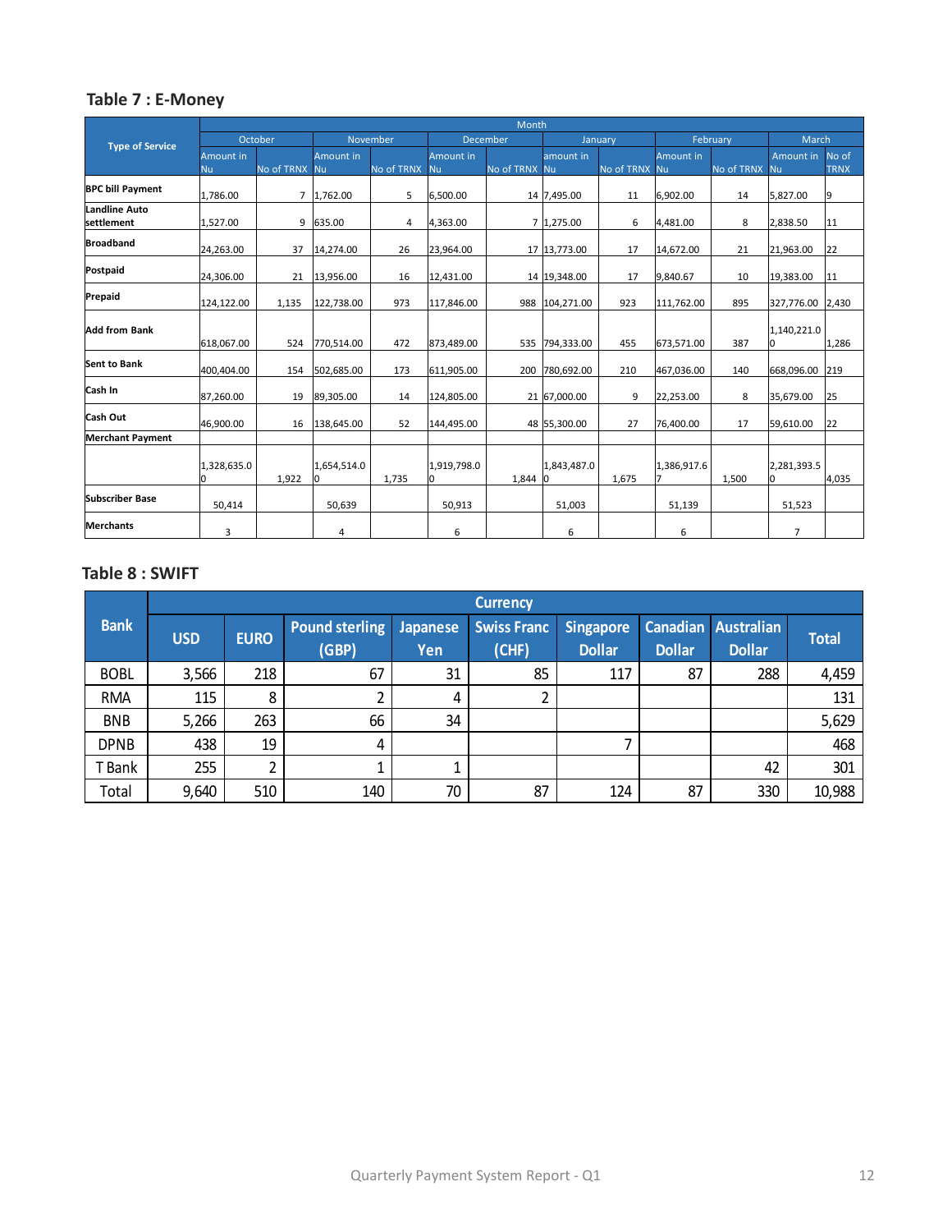## Table 7 : E-Money

| Type of Service | Month | | | | | | | | | | | |
|---|---|---|---|---|---|---|---|---|---|---|---|---|
| | October | | November | | December | | January | | February | | March | |
| | Amount in Nu | No of TRNX | Amount in Nu | No of TRNX | Amount in Nu | No of TRNX | amount in Nu | No of TRNX | Amount in Nu | No of TRNX | Amount in Nu | No of TRNX |
| **BPC bill Payment** | 1,786.00 | 7 | 1,762.00 | 5 | 6,500.00 | 14 | 7,495.00 | 11 | 6,902.00 | 14 | 5,827.00 | 9 |
| **Landline Auto settlement** | 1,527.00 | 9 | 635.00 | 4 | 4,363.00 | 7 | 1,275.00 | 6 | 4,481.00 | 8 | 2,838.50 | 11 |
| **Broadband** | 24,263.00 | 37 | 14,274.00 | 26 | 23,964.00 | 17 | 13,773.00 | 17 | 14,672.00 | 21 | 21,963.00 | 22 |
| **Postpaid** | 24,306.00 | 21 | 13,956.00 | 16 | 12,431.00 | 14 | 19,348.00 | 17 | 9,840.67 | 10 | 19,383.00 | 11 |
| **Prepaid** | 124,122.00 | 1,135 | 122,738.00 | 973 | 117,846.00 | 988 | 104,271.00 | 923 | 111,762.00 | 895 | 327,776.00 | 2,430 |
| **Add from Bank** | 618,067.00 | 524 | 770,514.00 | 472 | 873,489.00 | 535 | 794,333.00 | 455 | 673,571.00 | 387 | 1,140,221.00 | 1,286 |
| **Sent to Bank** | 400,404.00 | 154 | 502,685.00 | 173 | 611,905.00 | 200 | 780,692.00 | 210 | 467,036.00 | 140 | 668,096.00 | 219 |
| **Cash In** | 87,260.00 | 19 | 89,305.00 | 14 | 124,805.00 | 21 | 67,000.00 | 9 | 22,253.00 | 8 | 35,679.00 | 25 |
| **Cash Out** | 46,900.00 | 16 | 138,645.00 | 52 | 144,495.00 | 48 | 55,300.00 | 27 | 76,400.00 | 17 | 59,610.00 | 22 |
| **Merchant Payment** | | | | | | | | | | | | |
| | 1,328,635.00 | 1,922 | 1,654,514.00 | 1,735 | 1,919,798.00 | 1,844 | 1,843,487.00 | 1,675 | 1,386,917.67 | 1,500 | 2,281,393.50 | 4,035 |
| **Subscriber Base** | 50,414 | | 50,639 | | 50,913 | | 51,003 | | 51,139 | | 51,523 | |
| **Merchants** | 3 | | 4 | | 6 | | 6 | | 6 | | 7 | |

## Table 8 : SWIFT

| Bank | Currency | | | | | | | | |
|---|---|---|---|---|---|---|---|---|---|
| | USD | EURO | Pound sterling (GBP) | Japanese Yen | Swiss Franc (CHF) | Singapore Dollar | Canadian Dollar | Australian Dollar | Total |
| BOBL | 3,566 | 218 | 67 | 31 | 85 | 117 | 87 | 288 | 4,459 |
| RMA | 115 | 8 | 2 | 4 | 2 | | | | 131 |
| BNB | 5,266 | 263 | 66 | 34 | | | | | 5,629 |
| DPNB | 438 | 19 | 4 | | | 7 | | | 468 |
| T Bank | 255 | 2 | 1 | 1 | | | | 42 | 301 |
| Total | 9,640 | 510 | 140 | 70 | 87 | 124 | 87 | 330 | 10,988 |